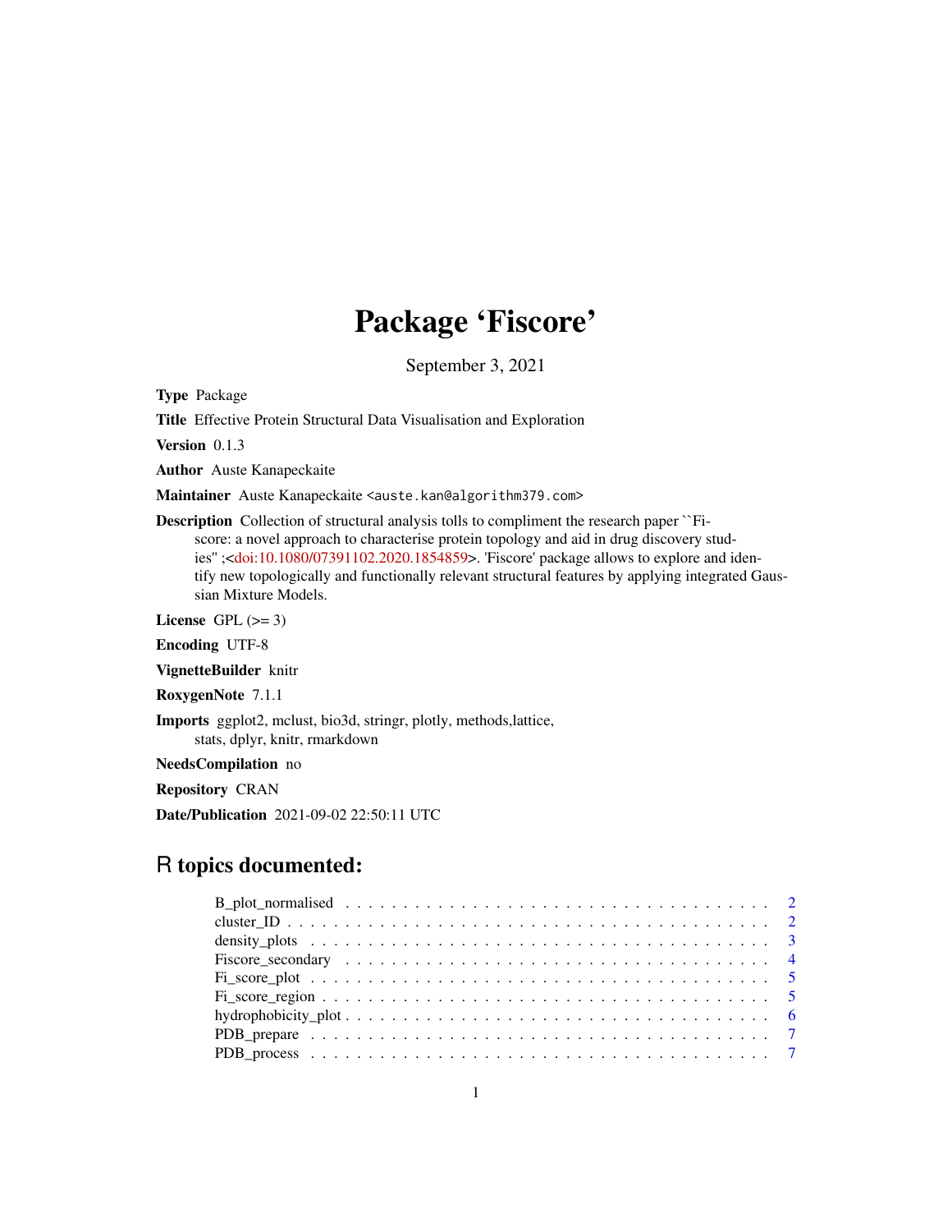# Package 'Fiscore'

September 3, 2021

**Type** Package

**Title** Effective Protein Structural Data Visualisation and Exploration

**Version** 0.1.3

**Author** Auste Kanapeckaite

**Maintainer** Auste Kanapeckaite <auste.kan@algorithm379.com>

**Description** Collection of structural analysis tolls to compliment the research paper ``Fiscore: a novel approach to characterise protein topology and aid in drug discovery studies'' ;<doi:10.1080/07391102.2020.1854859>. 'Fiscore' package allows to explore and identify new topologically and functionally relevant structural features by applying integrated Gaussian Mixture Models.

**License** GPL (>= 3)

**Encoding** UTF-8

**VignetteBuilder** knitr

**RoxygenNote** 7.1.1

**Imports** ggplot2, mclust, bio3d, stringr, plotly, methods,lattice, stats, dplyr, knitr, rmarkdown

**NeedsCompilation** no

**Repository** CRAN

**Date/Publication** 2021-09-02 22:50:11 UTC

## R topics documented:

- B_plot_normalised . . . . . . . . . . . . . . . . . . . . . . . . . . . . . . . . . . . . 2
- cluster_ID . . . . . . . . . . . . . . . . . . . . . . . . . . . . . . . . . . . . . . . . . 2
- density_plots . . . . . . . . . . . . . . . . . . . . . . . . . . . . . . . . . . . . . . . 3
- Fiscore_secondary . . . . . . . . . . . . . . . . . . . . . . . . . . . . . . . . . . . . 4
- Fi_score_plot . . . . . . . . . . . . . . . . . . . . . . . . . . . . . . . . . . . . . . . 5
- Fi_score_region . . . . . . . . . . . . . . . . . . . . . . . . . . . . . . . . . . . . . 5
- hydrophobicity_plot . . . . . . . . . . . . . . . . . . . . . . . . . . . . . . . . . . . 6
- PDB_prepare . . . . . . . . . . . . . . . . . . . . . . . . . . . . . . . . . . . . . . . 7
- PDB_process . . . . . . . . . . . . . . . . . . . . . . . . . . . . . . . . . . . . . . . 7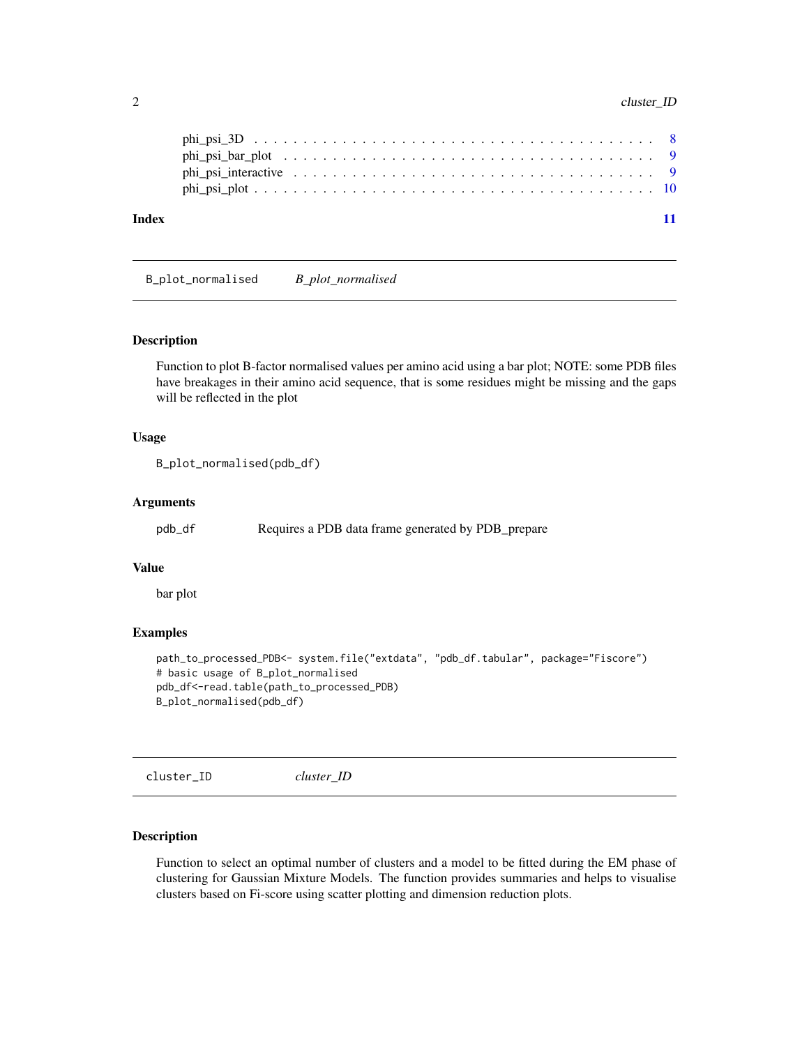phi_psi_3D . . . . . . . . . . . . . . . . . . . . . . . . . . . . . . . . . . . . . . . . 8
phi_psi_bar_plot . . . . . . . . . . . . . . . . . . . . . . . . . . . . . . . . . . . . . 9
phi_psi_interactive . . . . . . . . . . . . . . . . . . . . . . . . . . . . . . . . . . . 9
phi_psi_plot . . . . . . . . . . . . . . . . . . . . . . . . . . . . . . . . . . . . . . . 10

**Index** 11

---

## B_plot_normalised *B_plot_normalised*

---

### Description

Function to plot B-factor normalised values per amino acid using a bar plot; NOTE: some PDB files have breakages in their amino acid sequence, that is some residues might be missing and the gaps will be reflected in the plot

### Usage

```
B_plot_normalised(pdb_df)
```

### Arguments

| | |
|---|---|
| pdb_df | Requires a PDB data frame generated by PDB_prepare |

### Value

bar plot

### Examples

```
path_to_processed_PDB<- system.file("extdata", "pdb_df.tabular", package="Fiscore")
# basic usage of B_plot_normalised
pdb_df<-read.table(path_to_processed_PDB)
B_plot_normalised(pdb_df)
```

---

## cluster_ID *cluster_ID*

---

### Description

Function to select an optimal number of clusters and a model to be fitted during the EM phase of clustering for Gaussian Mixture Models. The function provides summaries and helps to visualise clusters based on Fi-score using scatter plotting and dimension reduction plots.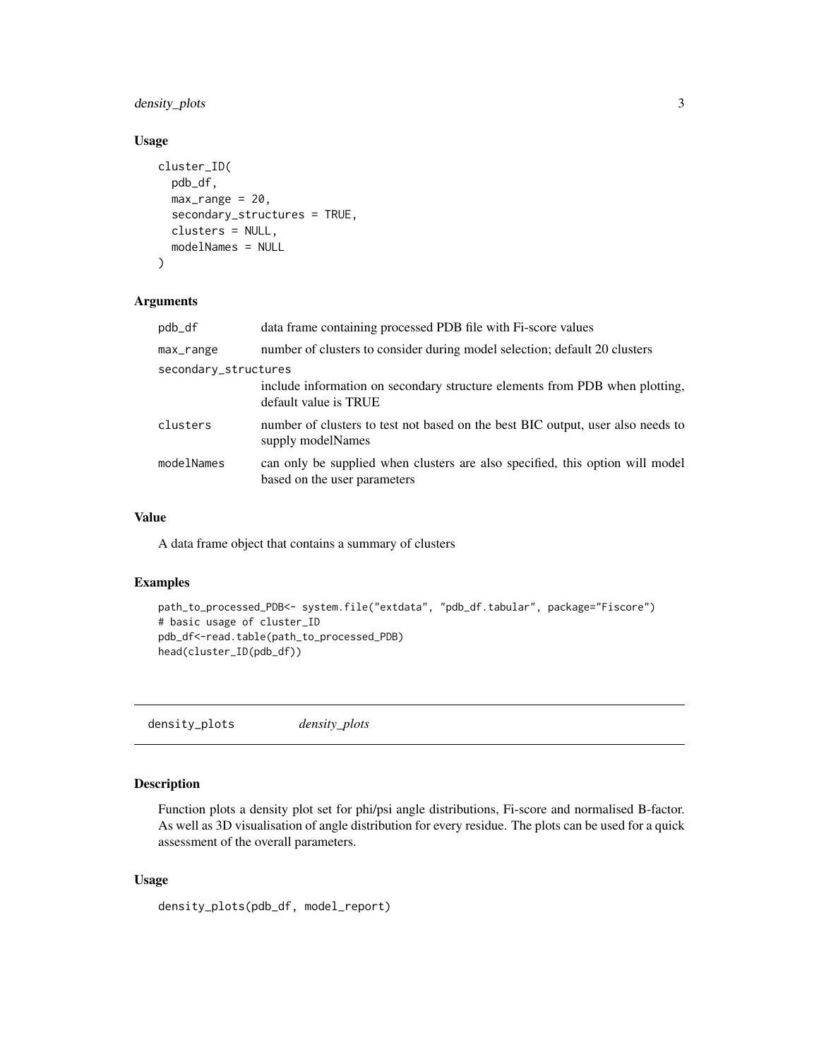### Usage

```
cluster_ID(
  pdb_df,
  max_range = 20,
  secondary_structures = TRUE,
  clusters = NULL,
  modelNames = NULL
)
```

### Arguments

| | |
|---|---|
| pdb_df | data frame containing processed PDB file with Fi-score values |
| max_range | number of clusters to consider during model selection; default 20 clusters |
| secondary_structures | include information on secondary structure elements from PDB when plotting, default value is TRUE |
| clusters | number of clusters to test not based on the best BIC output, user also needs to supply modelNames |
| modelNames | can only be supplied when clusters are also specified, this option will model based on the user parameters |

### Value

A data frame object that contains a summary of clusters

### Examples

```
path_to_processed_PDB<- system.file("extdata", "pdb_df.tabular", package="Fiscore")
# basic usage of cluster_ID
pdb_df<-read.table(path_to_processed_PDB)
head(cluster_ID(pdb_df))
```

---

## density_plots *density_plots*

### Description

Function plots a density plot set for phi/psi angle distributions, Fi-score and normalised B-factor. As well as 3D visualisation of angle distribution for every residue. The plots can be used for a quick assessment of the overall parameters.

### Usage

```
density_plots(pdb_df, model_report)
```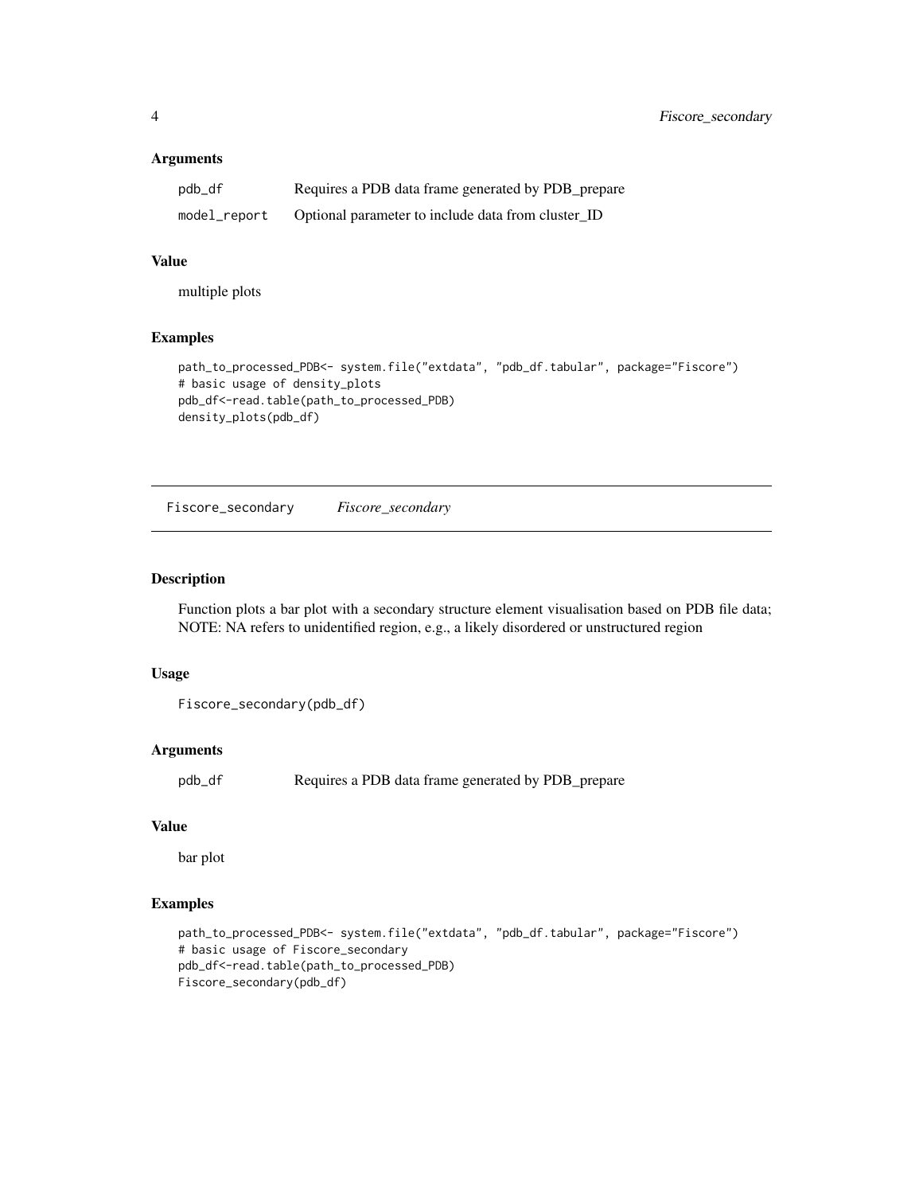### Arguments

| | |
|---|---|
| pdb_df | Requires a PDB data frame generated by PDB_prepare |
| model_report | Optional parameter to include data from cluster_ID |

### Value

multiple plots

### Examples

```
path_to_processed_PDB<- system.file("extdata", "pdb_df.tabular", package="Fiscore")
# basic usage of density_plots
pdb_df<-read.table(path_to_processed_PDB)
density_plots(pdb_df)
```

---

## Fiscore_secondary *Fiscore_secondary*

---

### Description

Function plots a bar plot with a secondary structure element visualisation based on PDB file data; NOTE: NA refers to unidentified region, e.g., a likely disordered or unstructured region

### Usage

```
Fiscore_secondary(pdb_df)
```

### Arguments

| | |
|---|---|
| pdb_df | Requires a PDB data frame generated by PDB_prepare |

### Value

bar plot

### Examples

```
path_to_processed_PDB<- system.file("extdata", "pdb_df.tabular", package="Fiscore")
# basic usage of Fiscore_secondary
pdb_df<-read.table(path_to_processed_PDB)
Fiscore_secondary(pdb_df)
```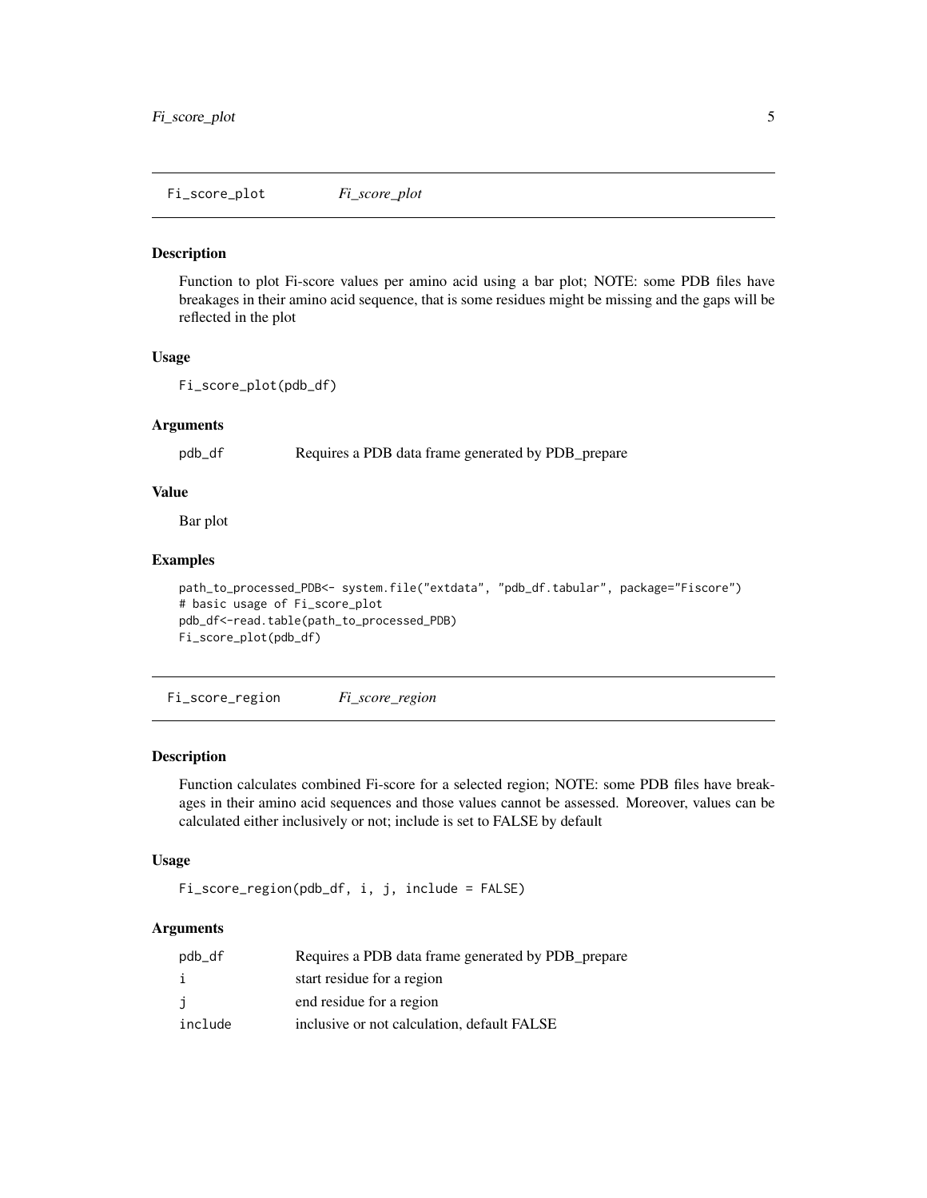## Fi_score_plot *Fi_score_plot*

### Description

Function to plot Fi-score values per amino acid using a bar plot; NOTE: some PDB files have breakages in their amino acid sequence, that is some residues might be missing and the gaps will be reflected in the plot

### Usage

```
Fi_score_plot(pdb_df)
```

### Arguments

| | |
|---|---|
| pdb_df | Requires a PDB data frame generated by PDB_prepare |

### Value

Bar plot

### Examples

```
path_to_processed_PDB<- system.file("extdata", "pdb_df.tabular", package="Fiscore")
# basic usage of Fi_score_plot
pdb_df<-read.table(path_to_processed_PDB)
Fi_score_plot(pdb_df)
```

## Fi_score_region *Fi_score_region*

### Description

Function calculates combined Fi-score for a selected region; NOTE: some PDB files have breakages in their amino acid sequences and those values cannot be assessed. Moreover, values can be calculated either inclusively or not; include is set to FALSE by default

### Usage

```
Fi_score_region(pdb_df, i, j, include = FALSE)
```

### Arguments

| | |
|---|---|
| pdb_df | Requires a PDB data frame generated by PDB_prepare |
| i | start residue for a region |
| j | end residue for a region |
| include | inclusive or not calculation, default FALSE |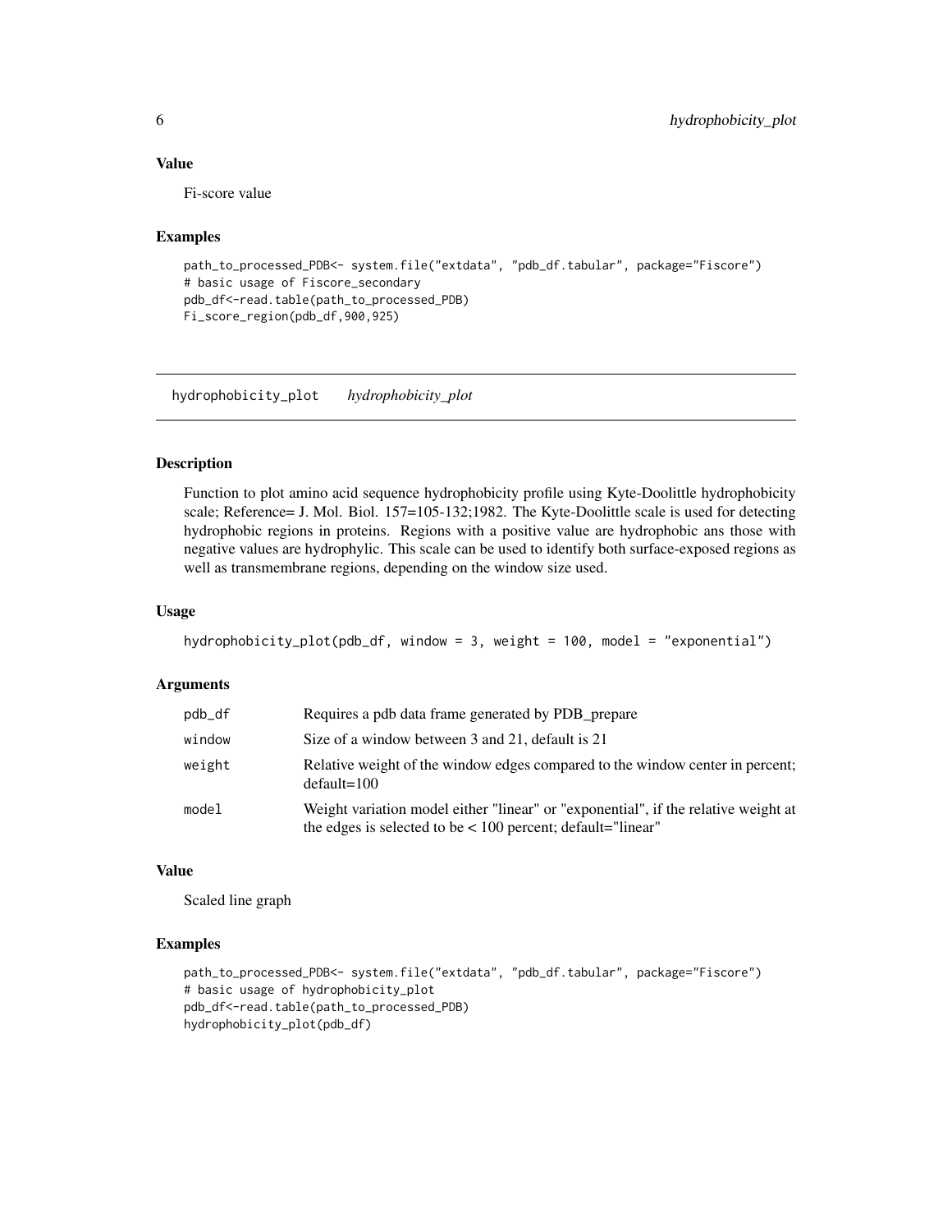### Value

Fi-score value

### Examples

```
path_to_processed_PDB<- system.file("extdata", "pdb_df.tabular", package="Fiscore")
# basic usage of Fiscore_secondary
pdb_df<-read.table(path_to_processed_PDB)
Fi_score_region(pdb_df,900,925)
```

---

## hydrophobicity_plot *hydrophobicity_plot*

### Description

Function to plot amino acid sequence hydrophobicity profile using Kyte-Doolittle hydrophobicity scale; Reference= J. Mol. Biol. 157=105-132;1982. The Kyte-Doolittle scale is used for detecting hydrophobic regions in proteins. Regions with a positive value are hydrophobic ans those with negative values are hydrophylic. This scale can be used to identify both surface-exposed regions as well as transmembrane regions, depending on the window size used.

### Usage

```
hydrophobicity_plot(pdb_df, window = 3, weight = 100, model = "exponential")
```

### Arguments

| | |
|---|---|
| pdb_df | Requires a pdb data frame generated by PDB_prepare |
| window | Size of a window between 3 and 21, default is 21 |
| weight | Relative weight of the window edges compared to the window center in percent; default=100 |
| model | Weight variation model either "linear" or "exponential", if the relative weight at the edges is selected to be < 100 percent; default="linear" |

### Value

Scaled line graph

### Examples

```
path_to_processed_PDB<- system.file("extdata", "pdb_df.tabular", package="Fiscore")
# basic usage of hydrophobicity_plot
pdb_df<-read.table(path_to_processed_PDB)
hydrophobicity_plot(pdb_df)
```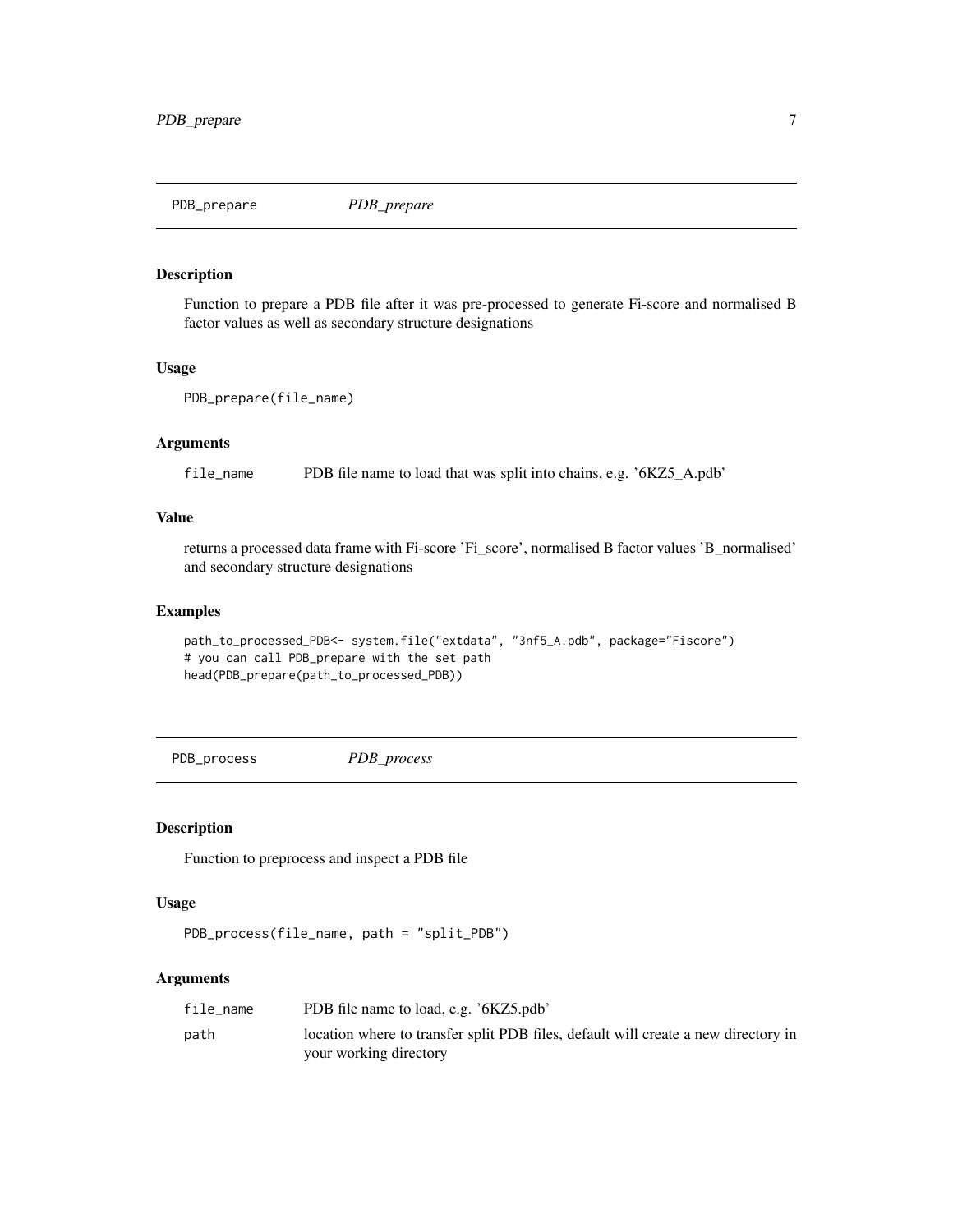## PDB_prepare *PDB_prepare*

### Description

Function to prepare a PDB file after it was pre-processed to generate Fi-score and normalised B factor values as well as secondary structure designations

### Usage

```
PDB_prepare(file_name)
```

### Arguments

| | |
|---|---|
| file_name | PDB file name to load that was split into chains, e.g. '6KZ5_A.pdb' |

### Value

returns a processed data frame with Fi-score 'Fi_score', normalised B factor values 'B_normalised' and secondary structure designations

### Examples

```
path_to_processed_PDB<- system.file("extdata", "3nf5_A.pdb", package="Fiscore")
# you can call PDB_prepare with the set path
head(PDB_prepare(path_to_processed_PDB))
```

## PDB_process *PDB_process*

### Description

Function to preprocess and inspect a PDB file

### Usage

```
PDB_process(file_name, path = "split_PDB")
```

### Arguments

| | |
|---|---|
| file_name | PDB file name to load, e.g. '6KZ5.pdb' |
| path | location where to transfer split PDB files, default will create a new directory in your working directory |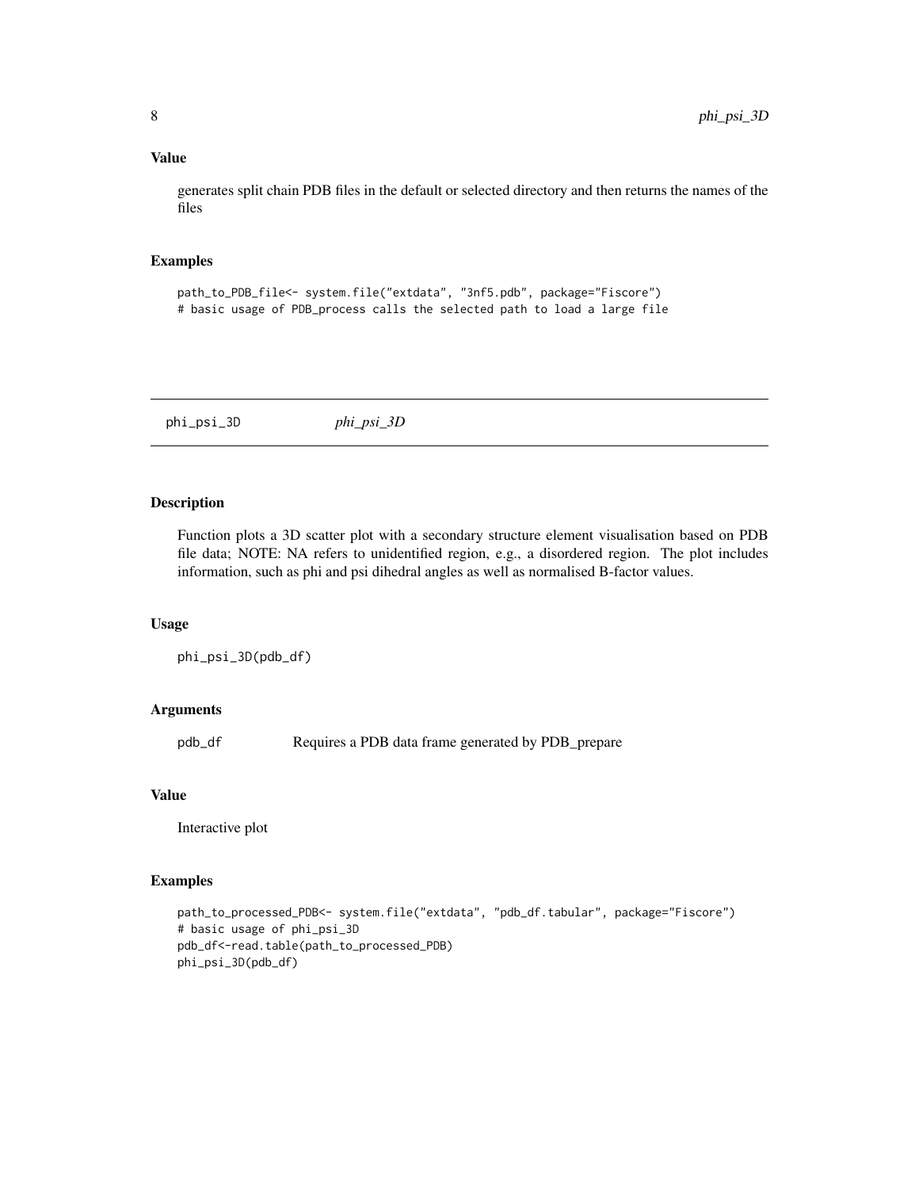### Value

generates split chain PDB files in the default or selected directory and then returns the names of the files

### Examples

```
path_to_PDB_file<- system.file("extdata", "3nf5.pdb", package="Fiscore")
# basic usage of PDB_process calls the selected path to load a large file
```

---

## phi_psi_3D &nbsp;&nbsp;&nbsp;&nbsp; *phi_psi_3D*

---

### Description

Function plots a 3D scatter plot with a secondary structure element visualisation based on PDB file data; NOTE: NA refers to unidentified region, e.g., a disordered region. The plot includes information, such as phi and psi dihedral angles as well as normalised B-factor values.

### Usage

```
phi_psi_3D(pdb_df)
```

### Arguments

| | |
|---|---|
| pdb_df | Requires a PDB data frame generated by PDB_prepare |

### Value

Interactive plot

### Examples

```
path_to_processed_PDB<- system.file("extdata", "pdb_df.tabular", package="Fiscore")
# basic usage of phi_psi_3D
pdb_df<-read.table(path_to_processed_PDB)
phi_psi_3D(pdb_df)
```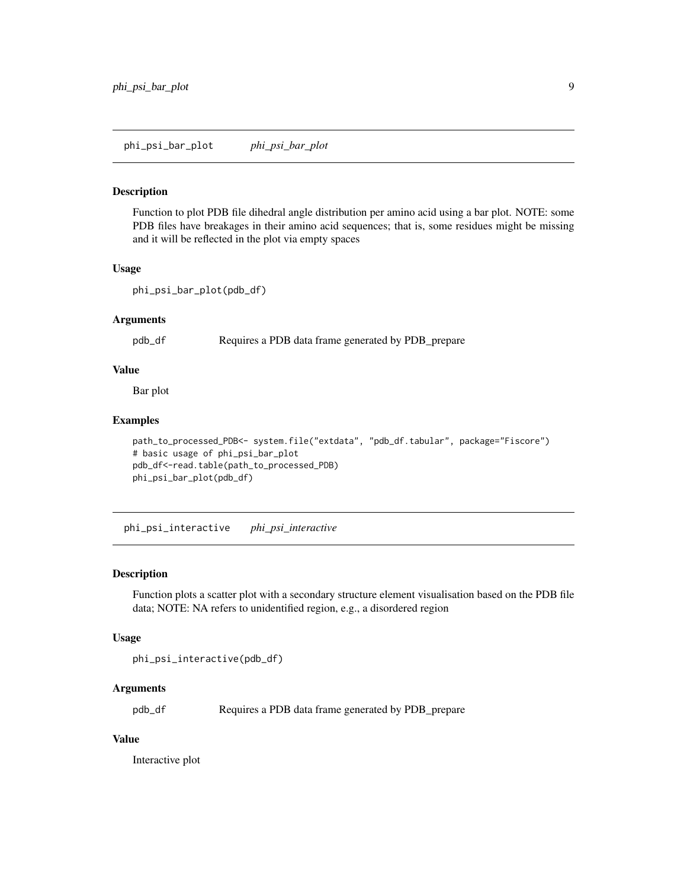## phi_psi_bar_plot *phi_psi_bar_plot*

### Description

Function to plot PDB file dihedral angle distribution per amino acid using a bar plot. NOTE: some PDB files have breakages in their amino acid sequences; that is, some residues might be missing and it will be reflected in the plot via empty spaces

### Usage

```
phi_psi_bar_plot(pdb_df)
```

### Arguments

| | |
|---|---|
| pdb_df | Requires a PDB data frame generated by PDB_prepare |

### Value

Bar plot

### Examples

```
path_to_processed_PDB<- system.file("extdata", "pdb_df.tabular", package="Fiscore")
# basic usage of phi_psi_bar_plot
pdb_df<-read.table(path_to_processed_PDB)
phi_psi_bar_plot(pdb_df)
```

## phi_psi_interactive *phi_psi_interactive*

### Description

Function plots a scatter plot with a secondary structure element visualisation based on the PDB file data; NOTE: NA refers to unidentified region, e.g., a disordered region

### Usage

```
phi_psi_interactive(pdb_df)
```

### Arguments

| | |
|---|---|
| pdb_df | Requires a PDB data frame generated by PDB_prepare |

### Value

Interactive plot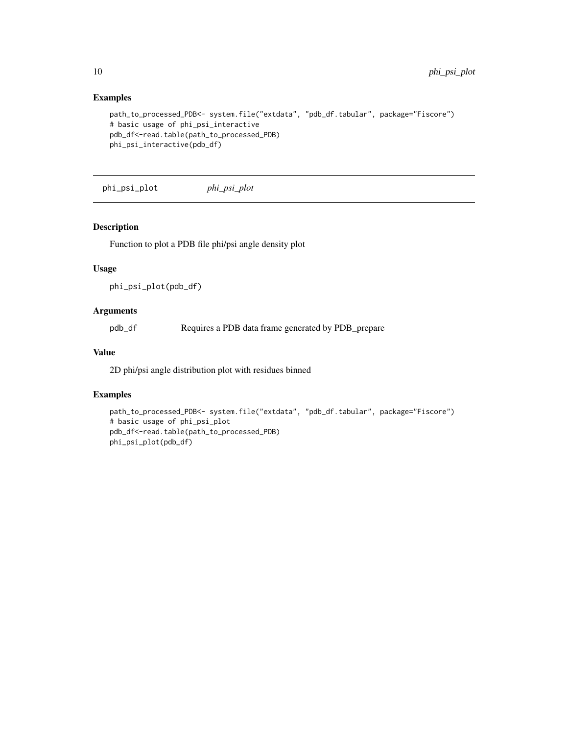## Examples

```
path_to_processed_PDB<- system.file("extdata", "pdb_df.tabular", package="Fiscore")
# basic usage of phi_psi_interactive
pdb_df<-read.table(path_to_processed_PDB)
phi_psi_interactive(pdb_df)
```

---

# phi_psi_plot *phi_psi_plot*

---

## Description

Function to plot a PDB file phi/psi angle density plot

## Usage

```
phi_psi_plot(pdb_df)
```

## Arguments

| | |
|---|---|
| pdb_df | Requires a PDB data frame generated by PDB_prepare |

## Value

2D phi/psi angle distribution plot with residues binned

## Examples

```
path_to_processed_PDB<- system.file("extdata", "pdb_df.tabular", package="Fiscore")
# basic usage of phi_psi_plot
pdb_df<-read.table(path_to_processed_PDB)
phi_psi_plot(pdb_df)
```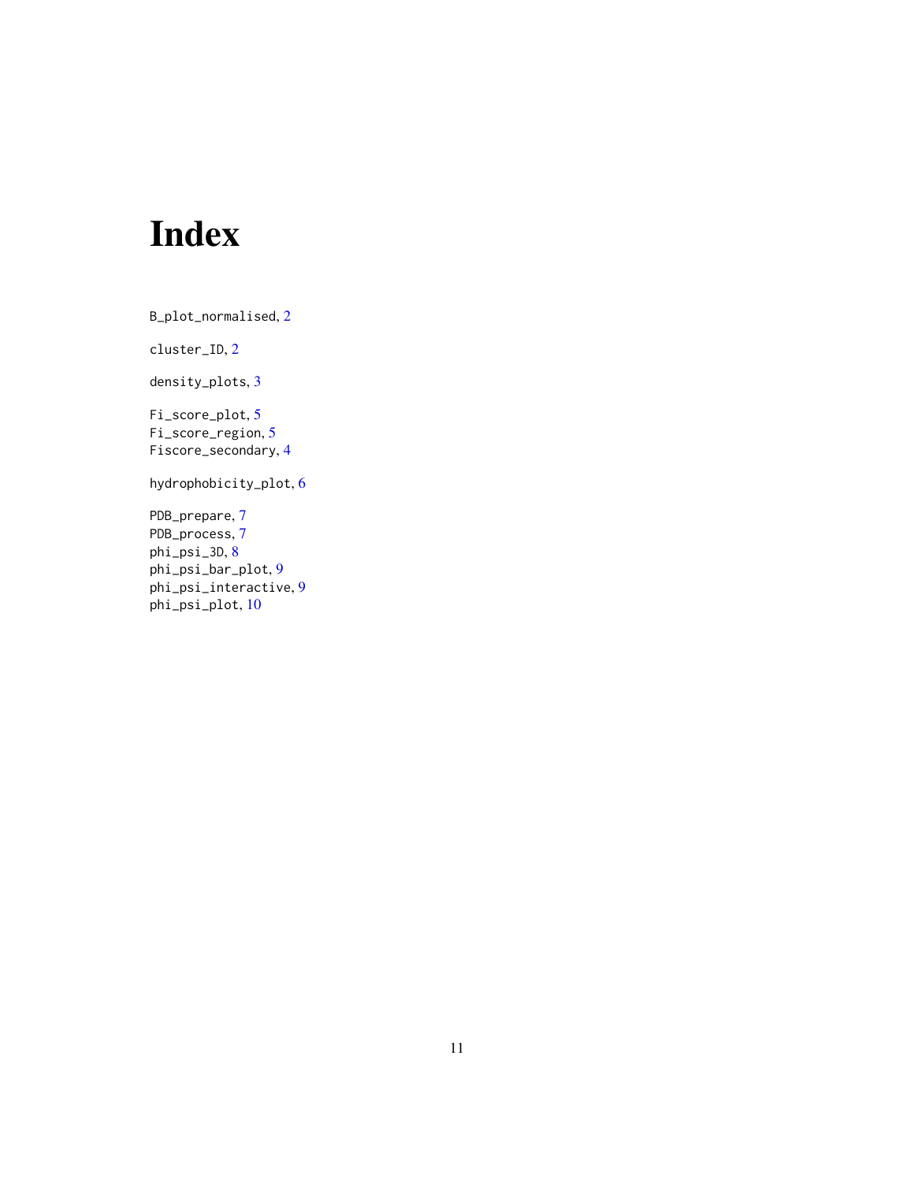# Index

B_plot_normalised, 2

cluster_ID, 2

density_plots, 3

Fi_score_plot, 5
Fi_score_region, 5
Fiscore_secondary, 4

hydrophobicity_plot, 6

PDB_prepare, 7
PDB_process, 7
phi_psi_3D, 8
phi_psi_bar_plot, 9
phi_psi_interactive, 9
phi_psi_plot, 10